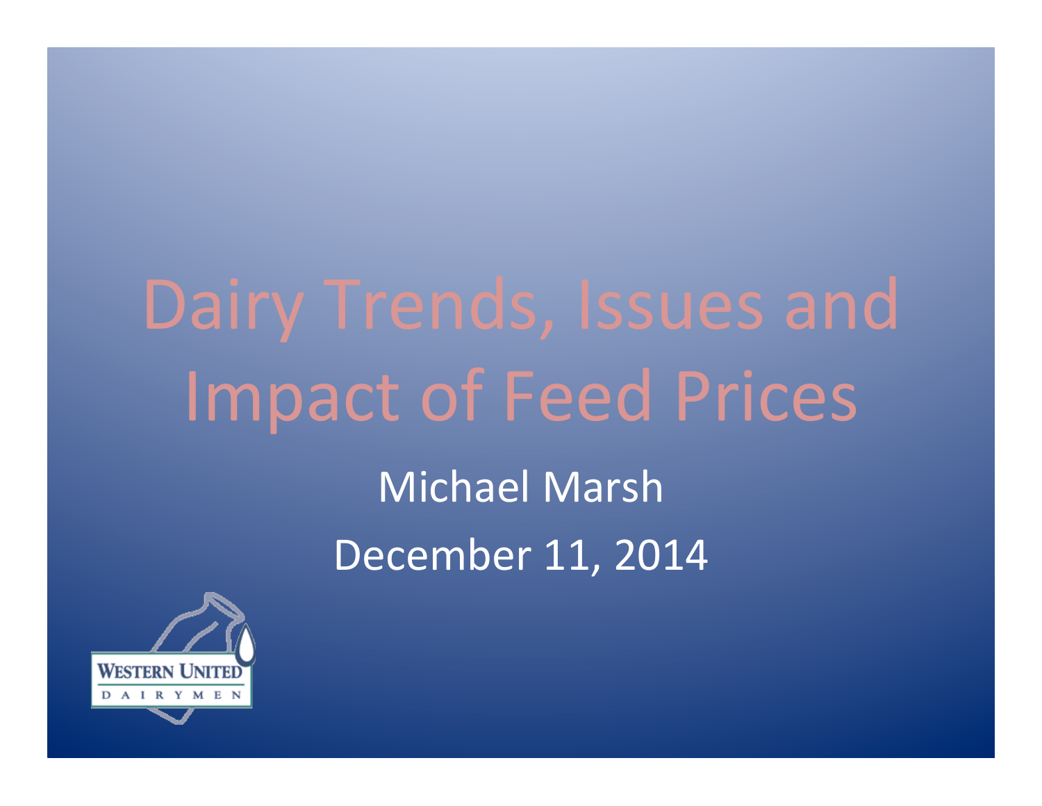# Dairy Trends, Issues and Impact of Feed Prices

Michael Marsh

December 11, 2014

WESTERN UNITED DAIRYMEN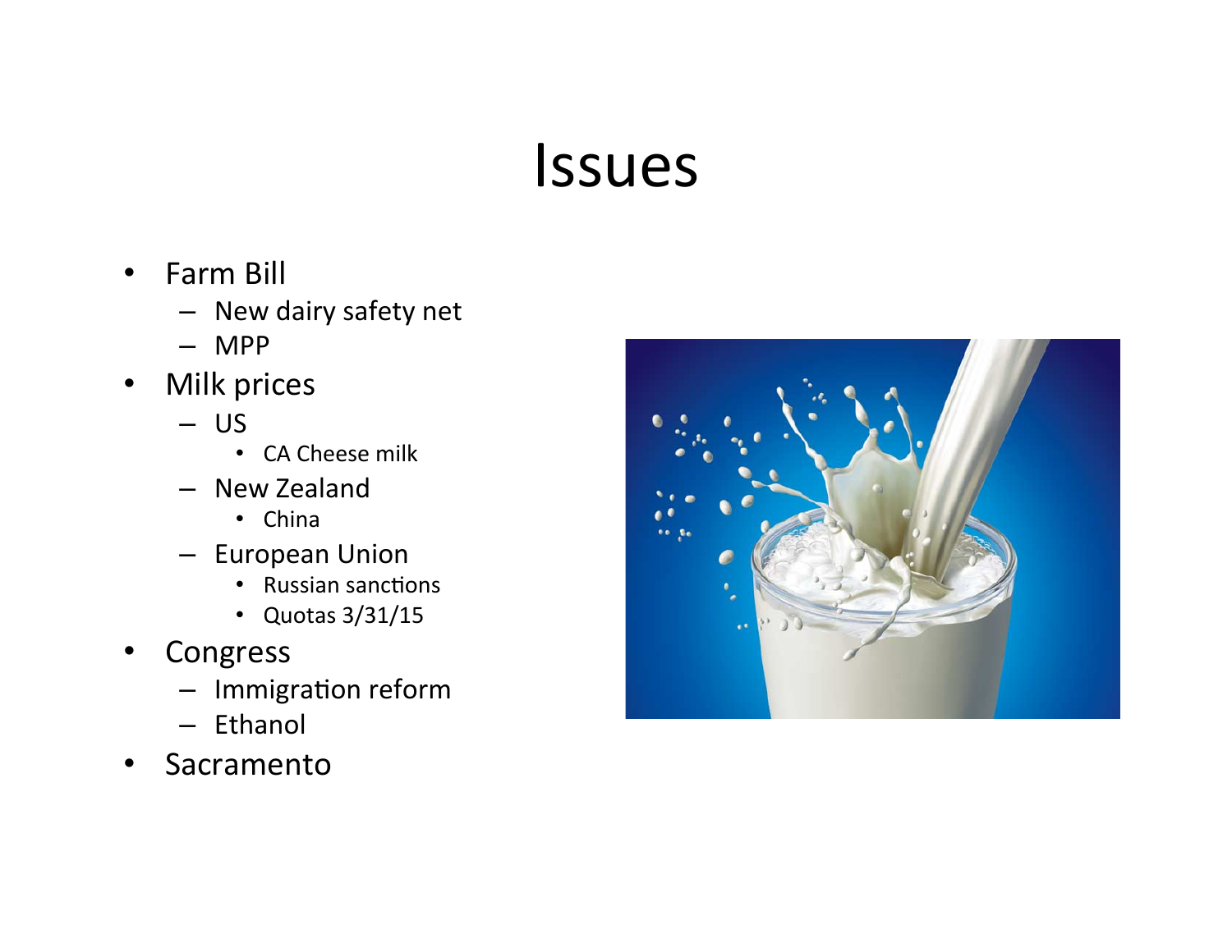# Issues

- Farm Bill
  - New dairy safety net
  - MPP
- Milk prices
  - US
    - CA Cheese milk
  - New Zealand
    - China
  - European Union
    - Russian sanctions
    - Quotas 3/31/15
- Congress
  - Immigration reform
  - Ethanol
- Sacramento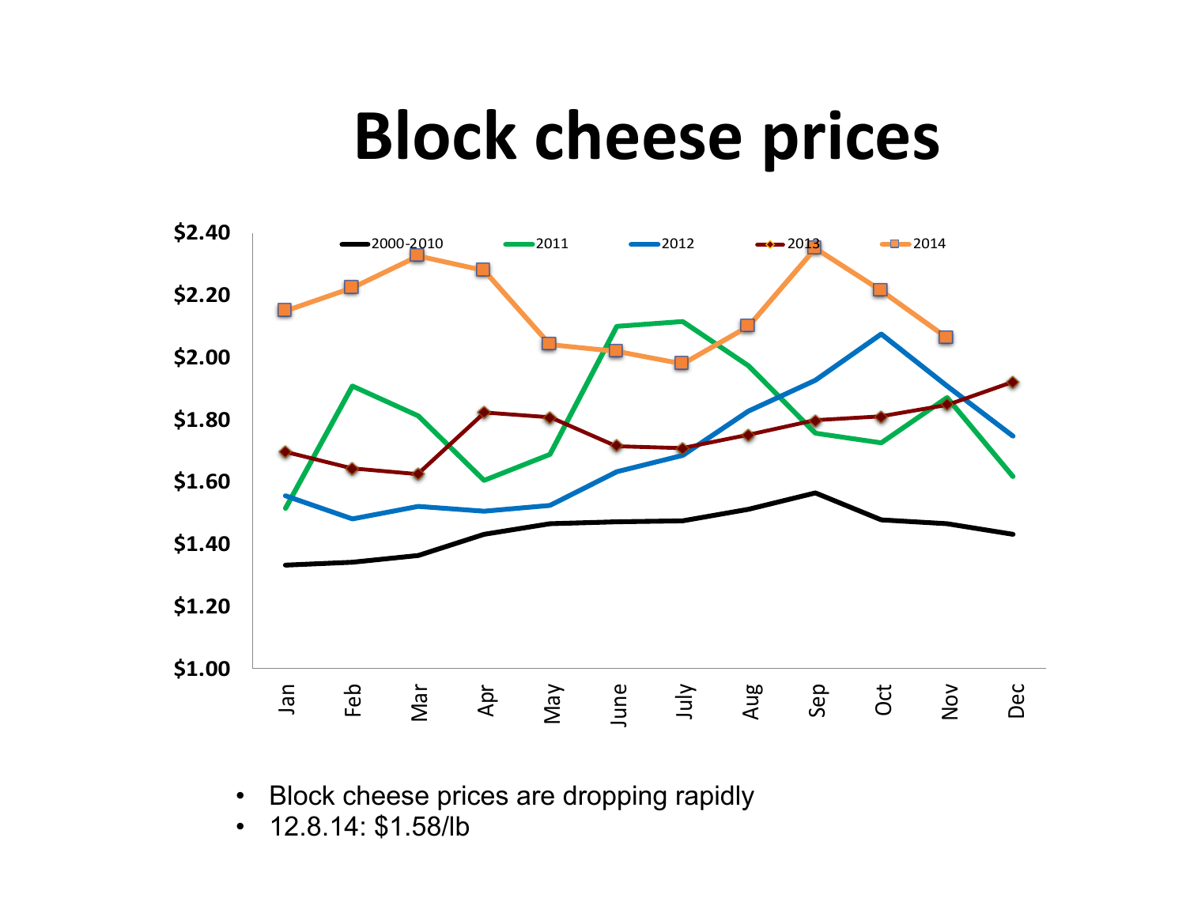# Block cheese prices

- Block cheese prices are dropping rapidly
- 12.8.14: $1.58/lb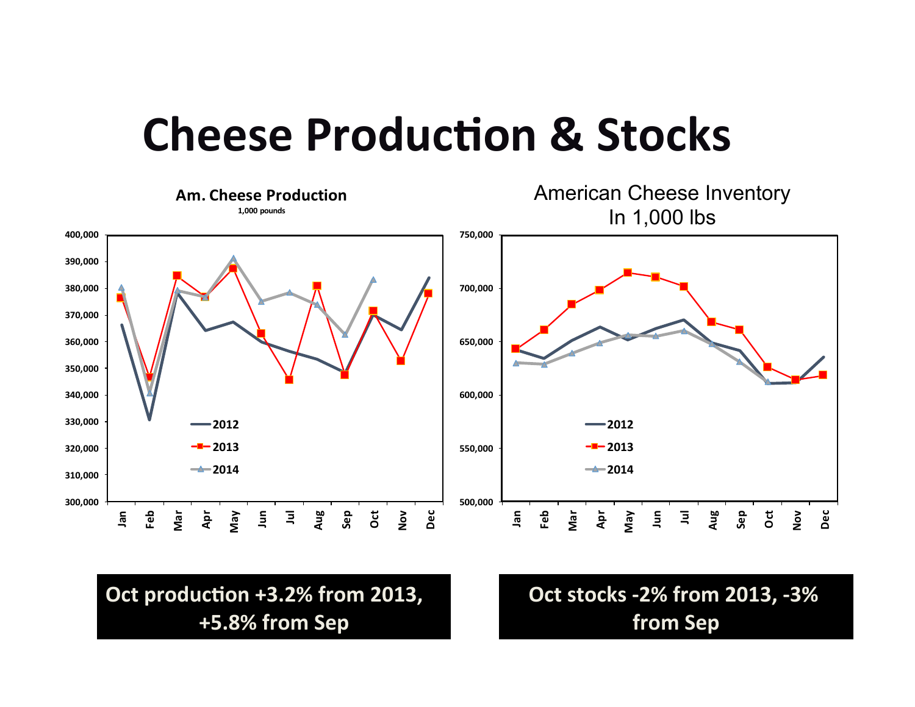# Cheese Production & Stocks

**Am. Cheese Production**

1,000 pounds

American Cheese Inventory
In 1,000 lbs

**Oct production +3.2% from 2013, +5.8% from Sep**

**Oct stocks -2% from 2013, -3% from Sep**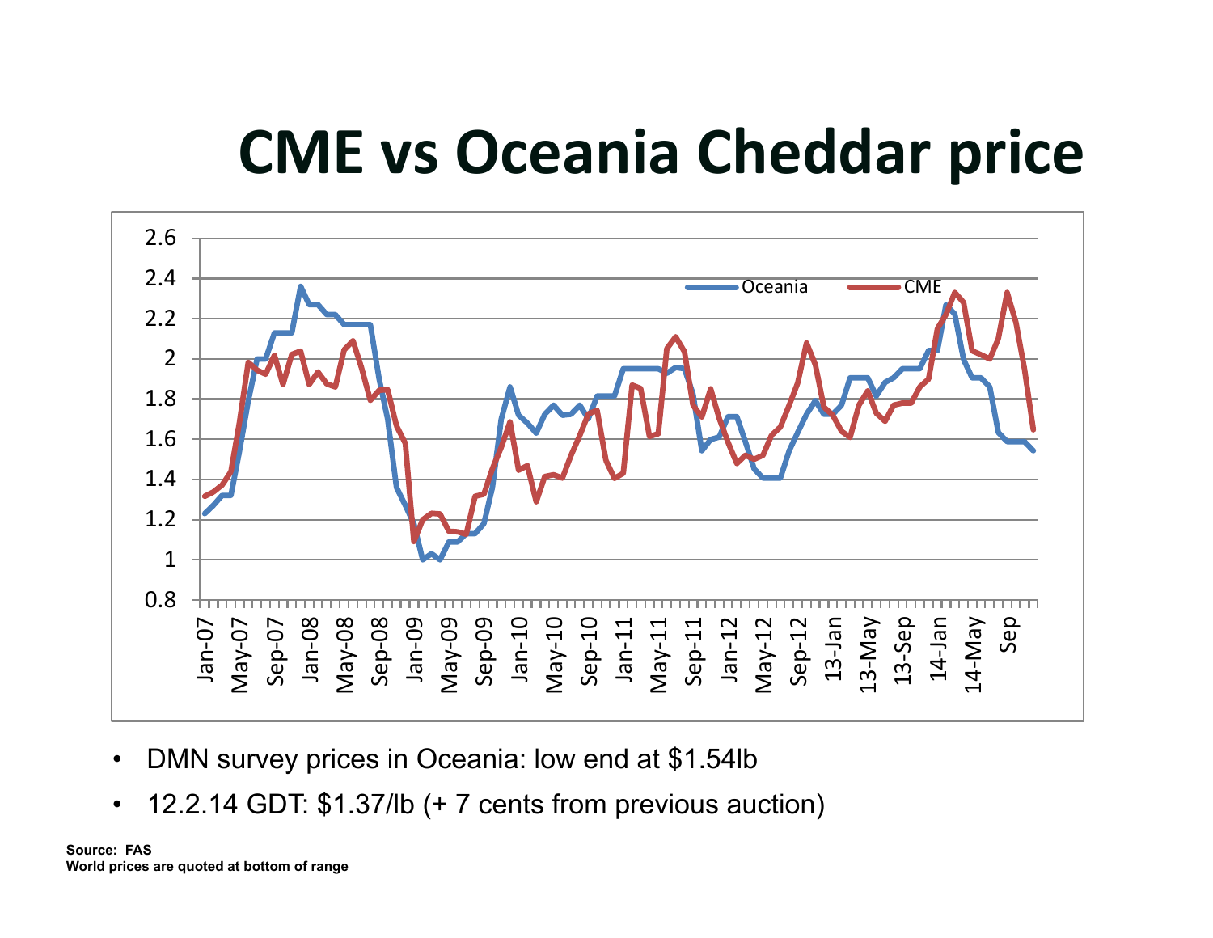# CME vs Oceania Cheddar price

- DMN survey prices in Oceania: low end at $1.54lb
- 12.2.14 GDT: $1.37/lb (+ 7 cents from previous auction)

**Source: FAS**
**World prices are quoted at bottom of range**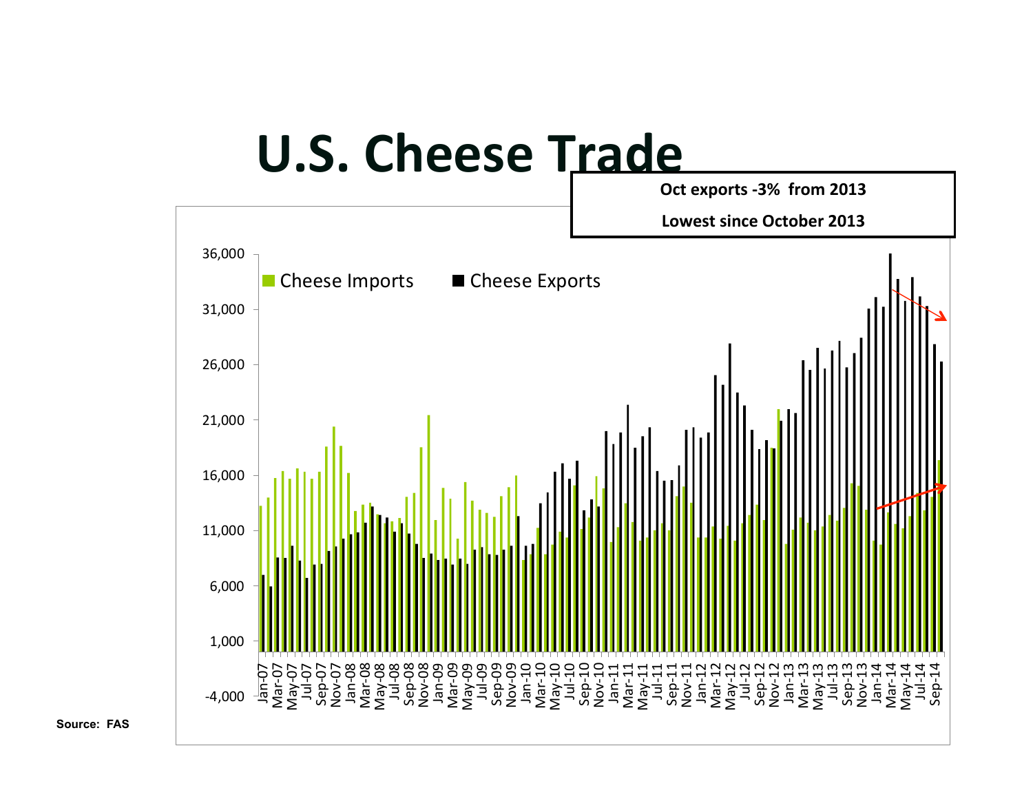# U.S. Cheese Trade

**Oct exports -3% from 2013**

**Lowest since October 2013**

Cheese Imports | Cheese Exports

Source: FAS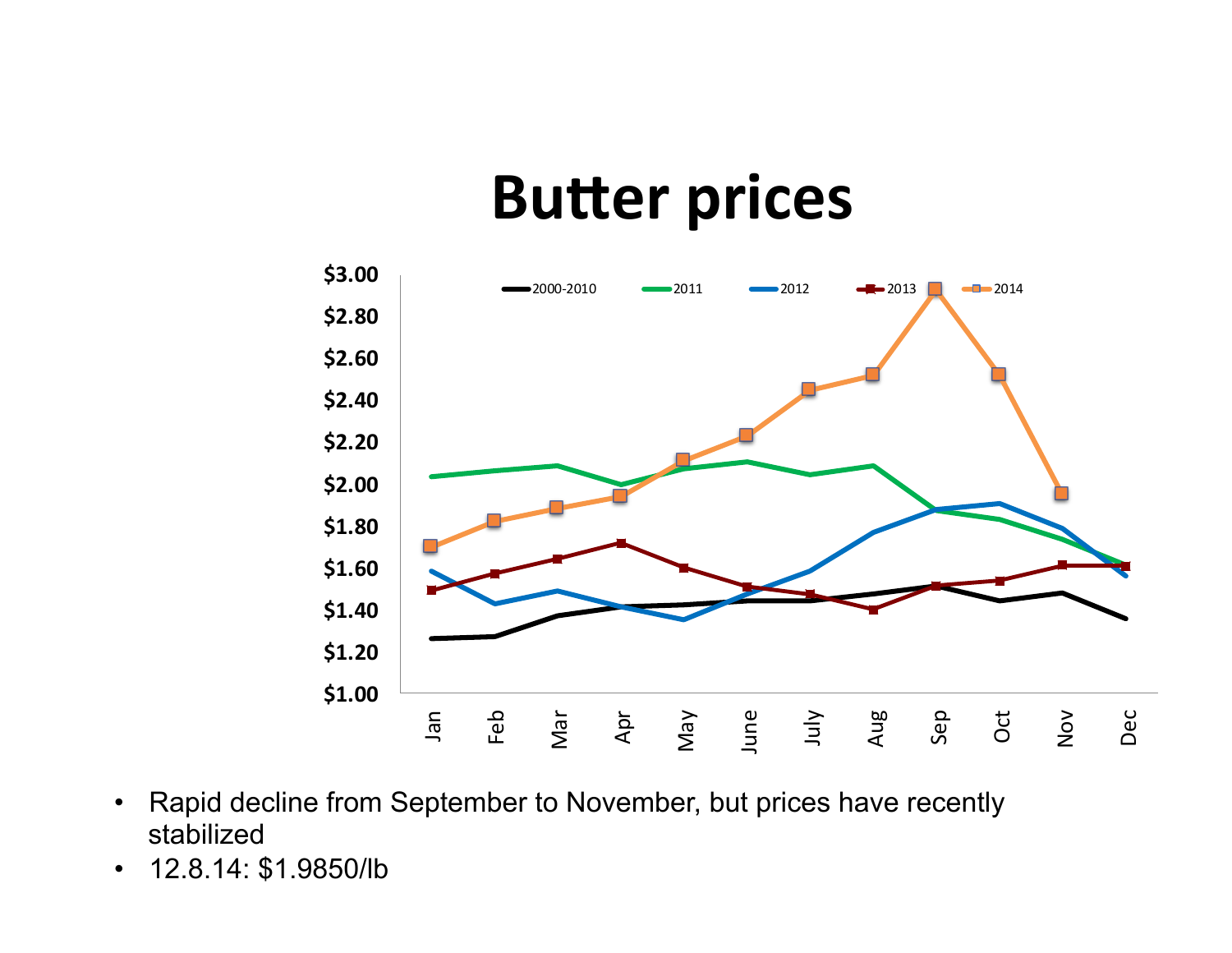# Butter prices

- Rapid decline from September to November, but prices have recently stabilized
- 12.8.14: $1.9850/lb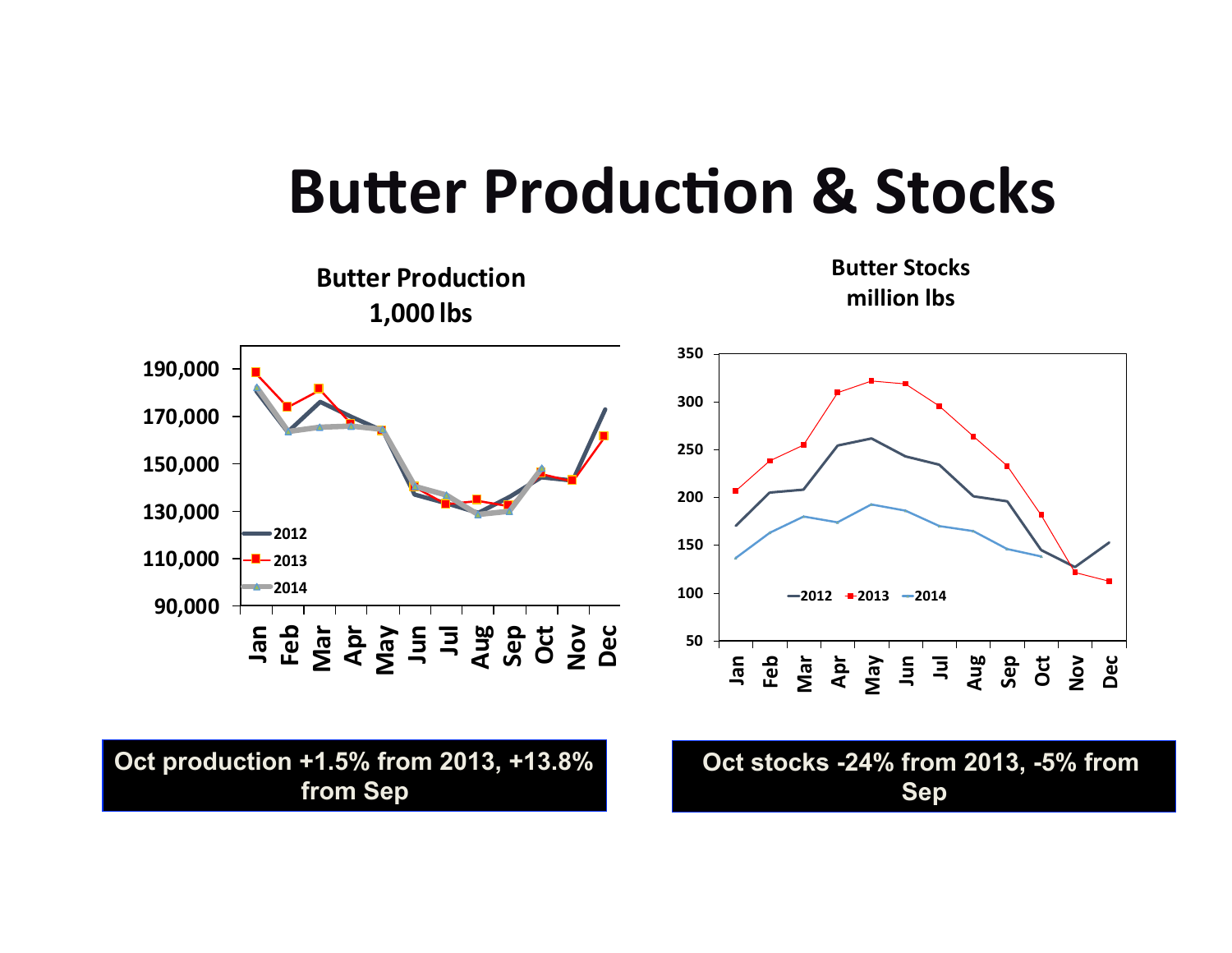# Butter Production & Stocks

**Butter Production**
**1,000 lbs**

**Butter Stocks**
**million lbs**

**Oct production +1.5% from 2013, +13.8% from Sep**

**Oct stocks -24% from 2013, -5% from Sep**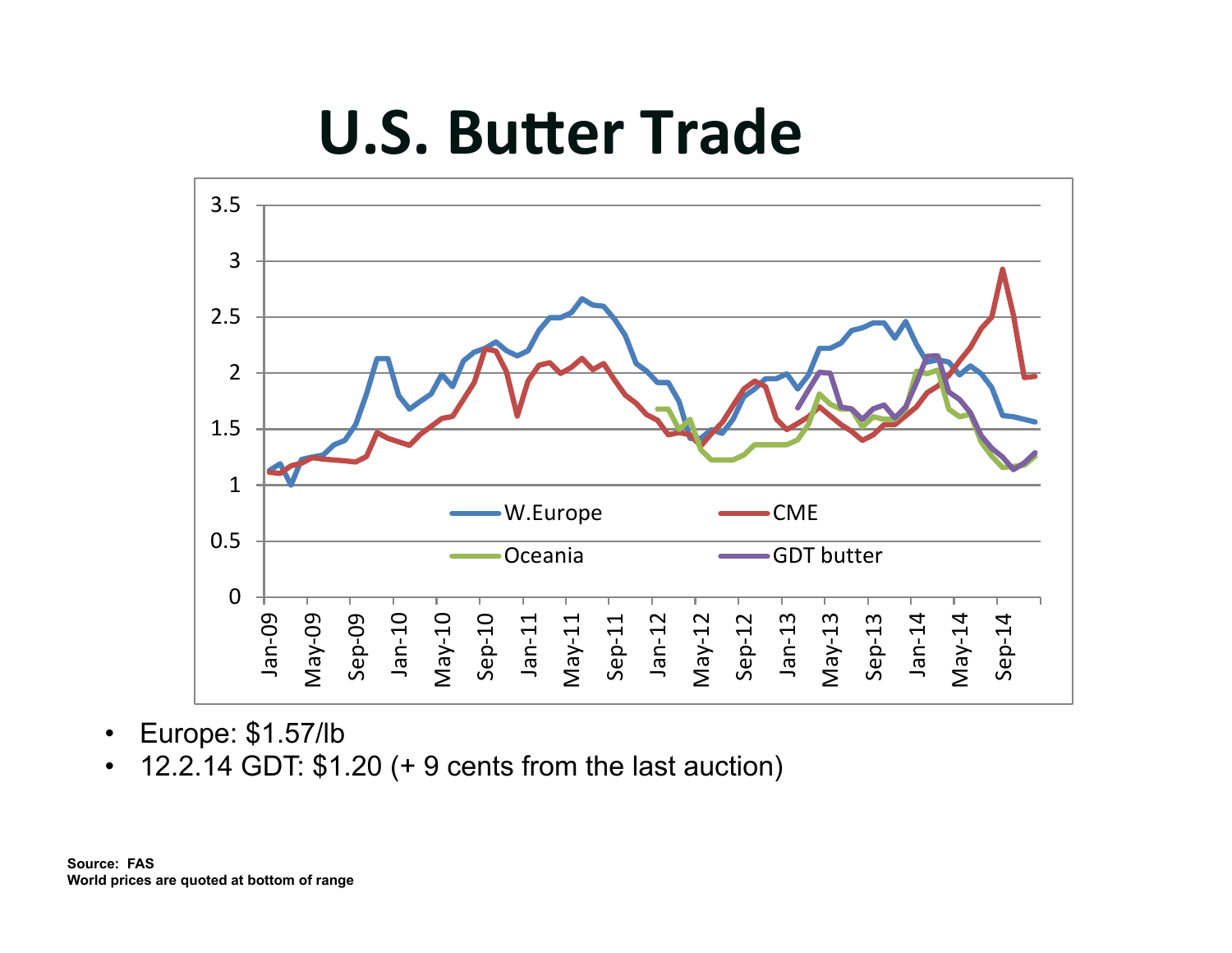# U.S. Butter Trade

- Europe: $1.57/lb
- 12.2.14 GDT: $1.20 (+ 9 cents from the last auction)

**Source: FAS**
**World prices are quoted at bottom of range**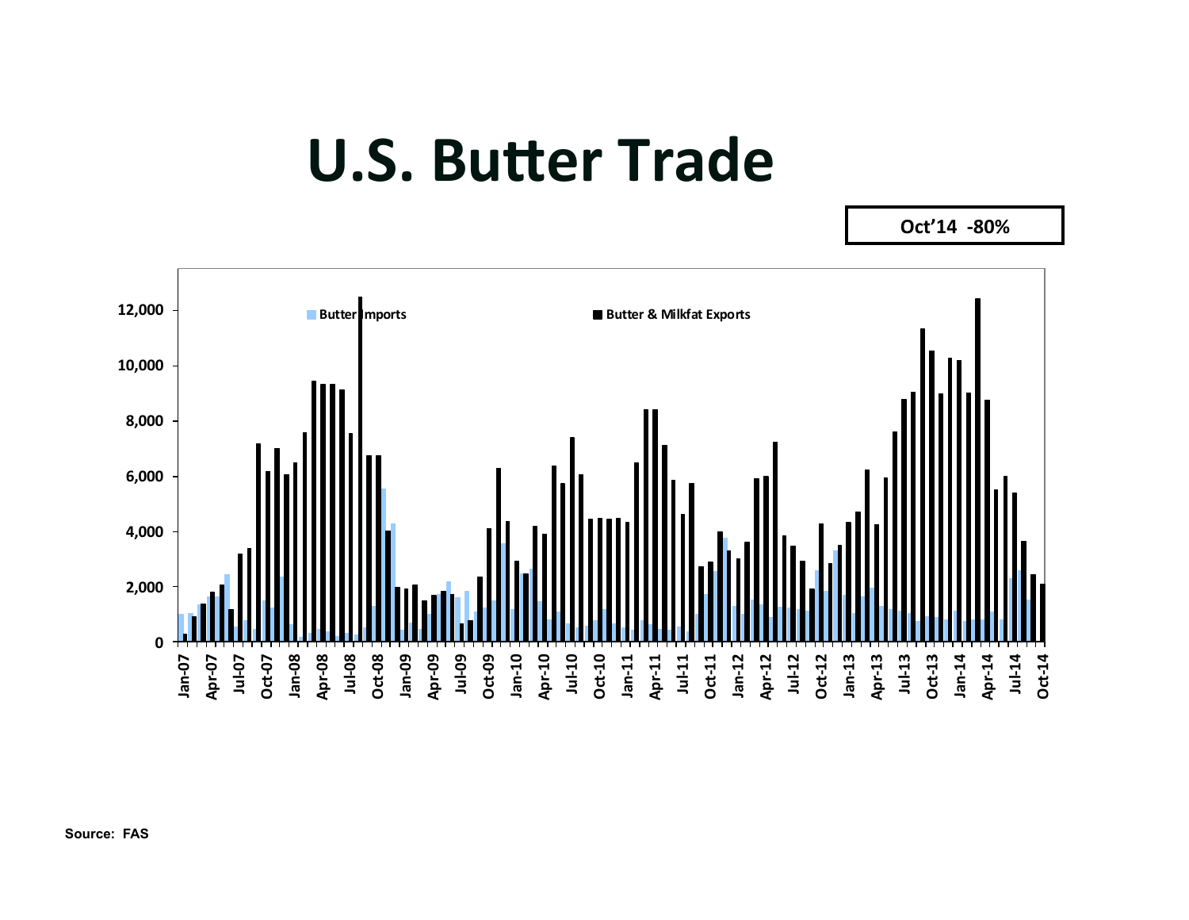# U.S. Butter Trade

**Oct'14 -80%**

Butter Imports | Butter & Milkfat Exports

Source: FAS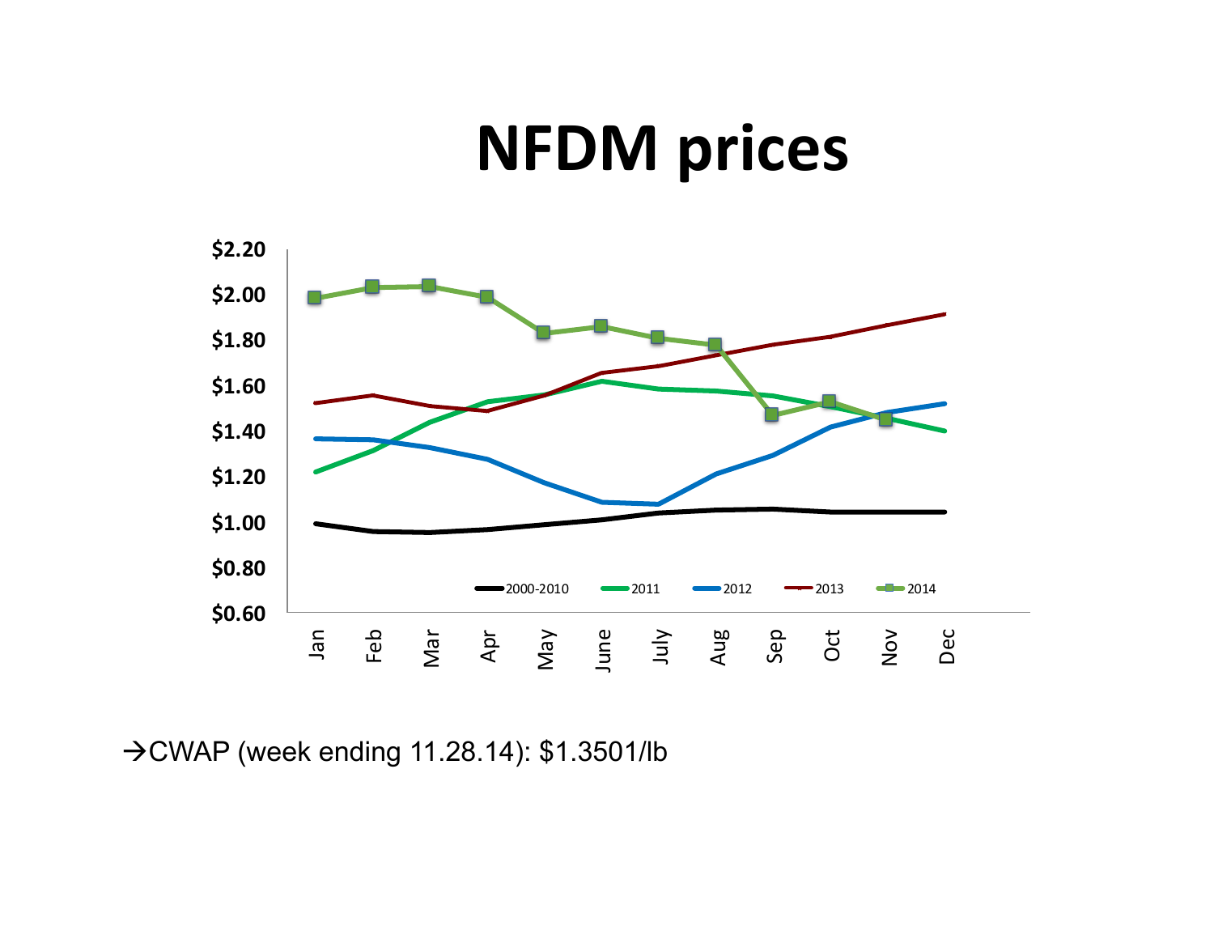# NFDM prices

→CWAP (week ending 11.28.14): $1.3501/lb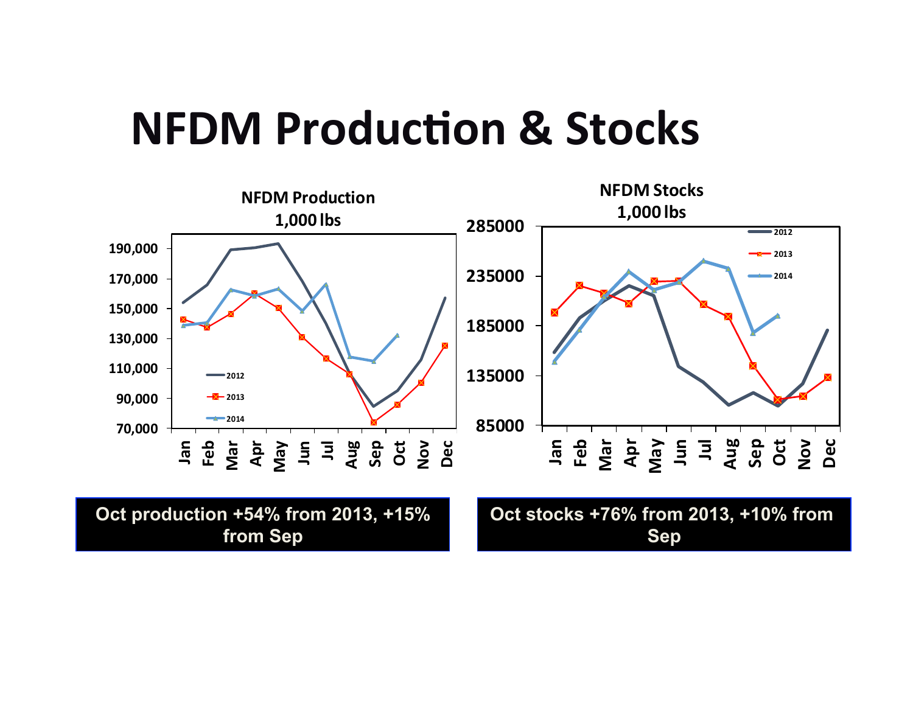# NFDM Production & Stocks

**NFDM Production**
**1,000 lbs**

**NFDM Stocks**
**1,000 lbs**

**Oct production +54% from 2013, +15% from Sep**

**Oct stocks +76% from 2013, +10% from Sep**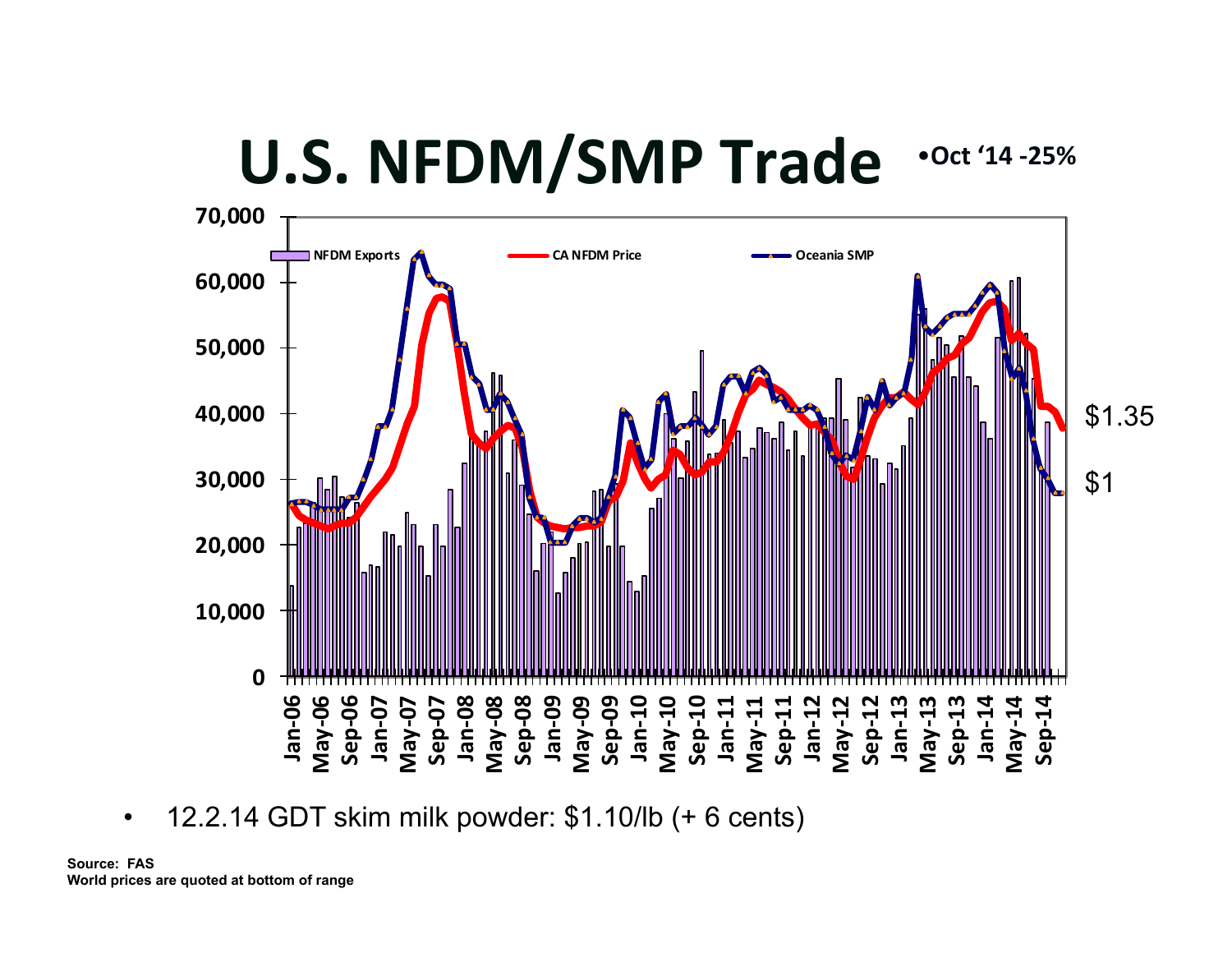# U.S. NFDM/SMP Trade

- Oct '14 -25%

70,000
60,000
50,000
40,000
30,000
20,000
10,000
0

NFDM Exports | CA NFDM Price | Oceania SMP

Jan-06 May-06 Sep-06 Jan-07 May-07 Sep-07 Jan-08 May-08 Sep-08 Jan-09 May-09 Sep-09 Jan-10 May-10 Sep-10 Jan-11 May-11 Sep-11 Jan-12 May-12 Sep-12 Jan-13 May-13 Sep-13 Jan-14 May-14 Sep-14

$1.35

$1

- 12.2.14 GDT skim milk powder: $1.10/lb (+ 6 cents)

**Source: FAS**
**World prices are quoted at bottom of range**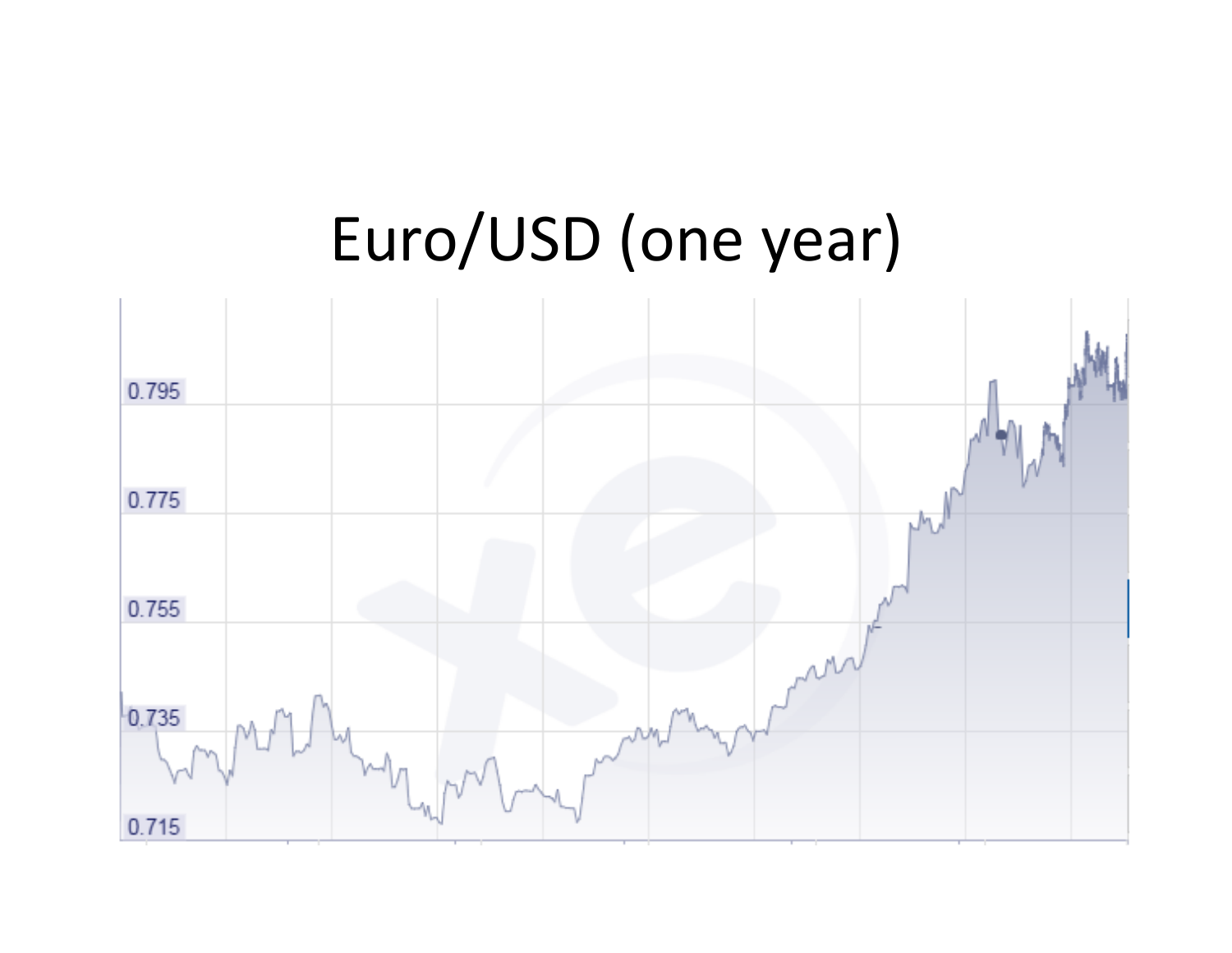# Euro/USD (one year)

0.795

0.775

0.755

0.735

0.715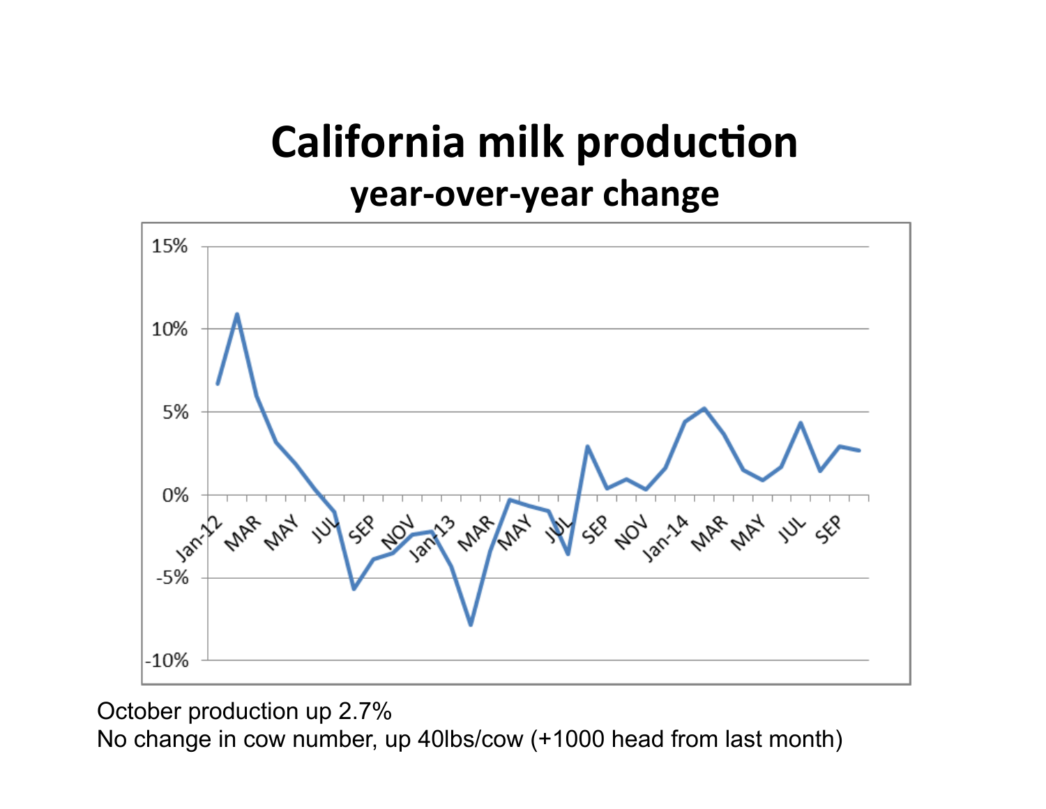# California milk production

## year-over-year change

October production up 2.7%

No change in cow number, up 40lbs/cow (+1000 head from last month)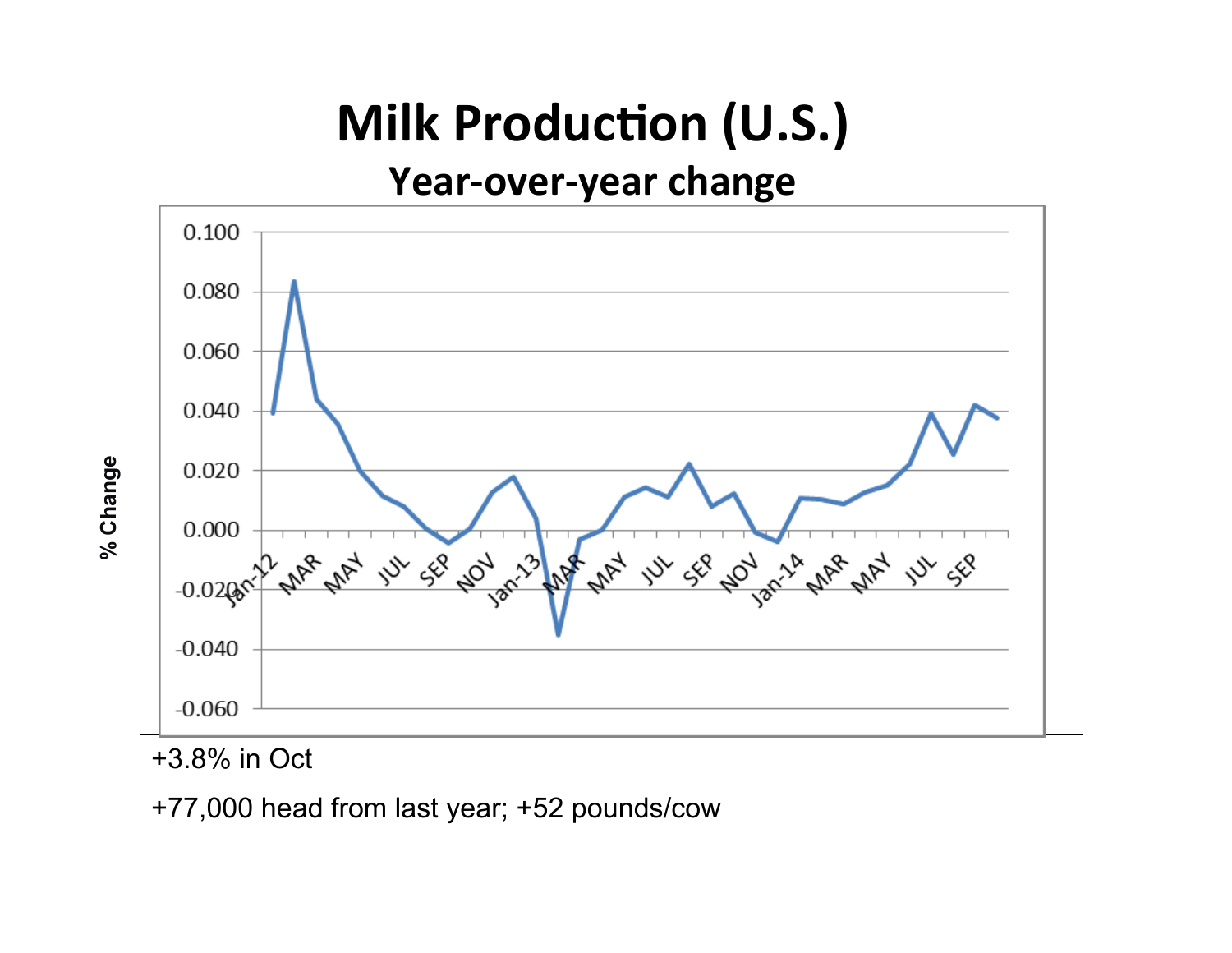# Milk Production (U.S.)

## Year-over-year change

+3.8% in Oct

+77,000 head from last year; +52 pounds/cow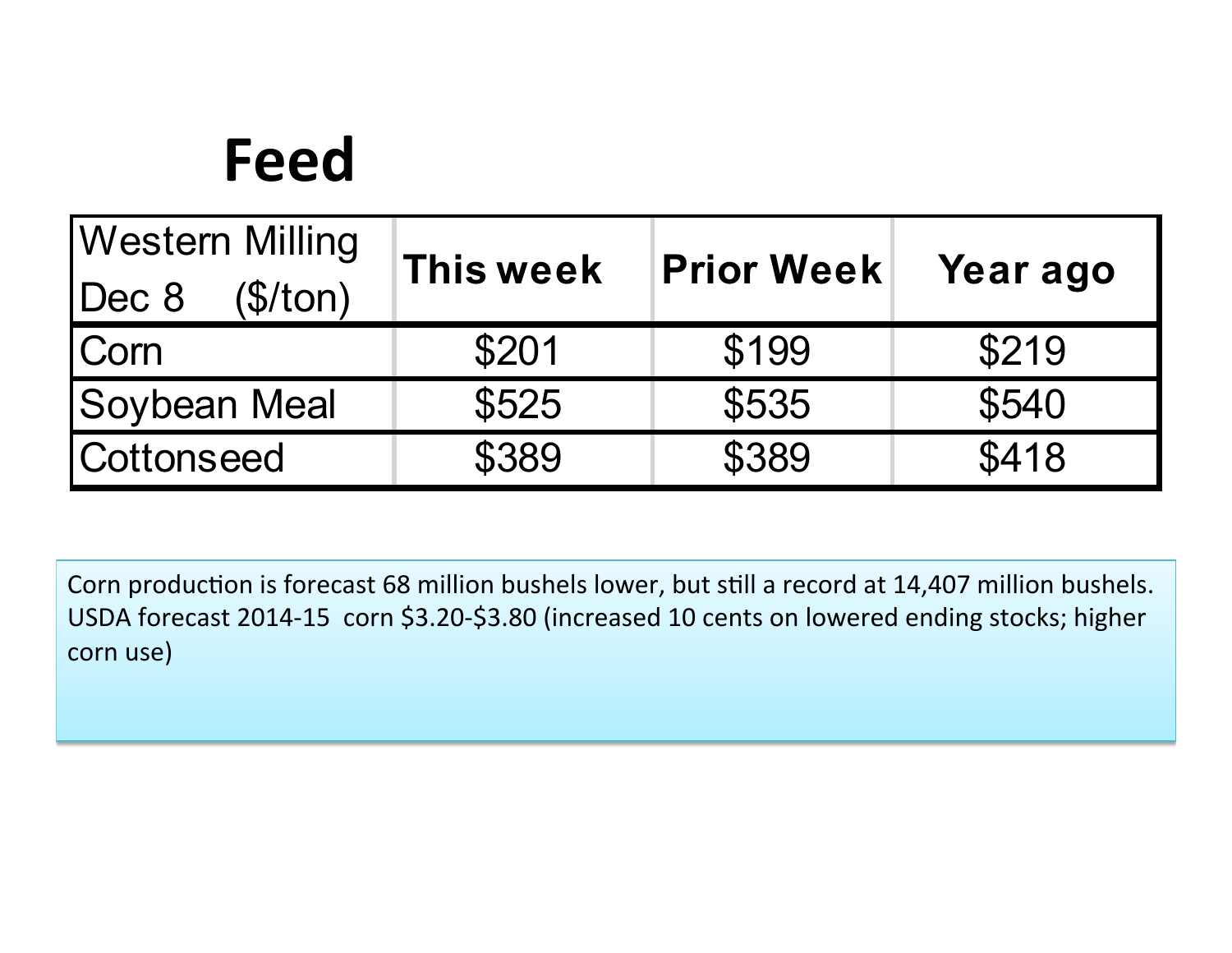# Feed

| Western Milling Dec 8 ($/ton) | This week | Prior Week | Year ago |
|---|---|---|---|
| Corn | $201 | $199 | $219 |
| Soybean Meal | $525 | $535 | $540 |
| Cottonseed | $389 | $389 | $418 |

Corn production is forecast 68 million bushels lower, but still a record at 14,407 million bushels. USDA forecast 2014-15 corn $3.20-$3.80 (increased 10 cents on lowered ending stocks; higher corn use)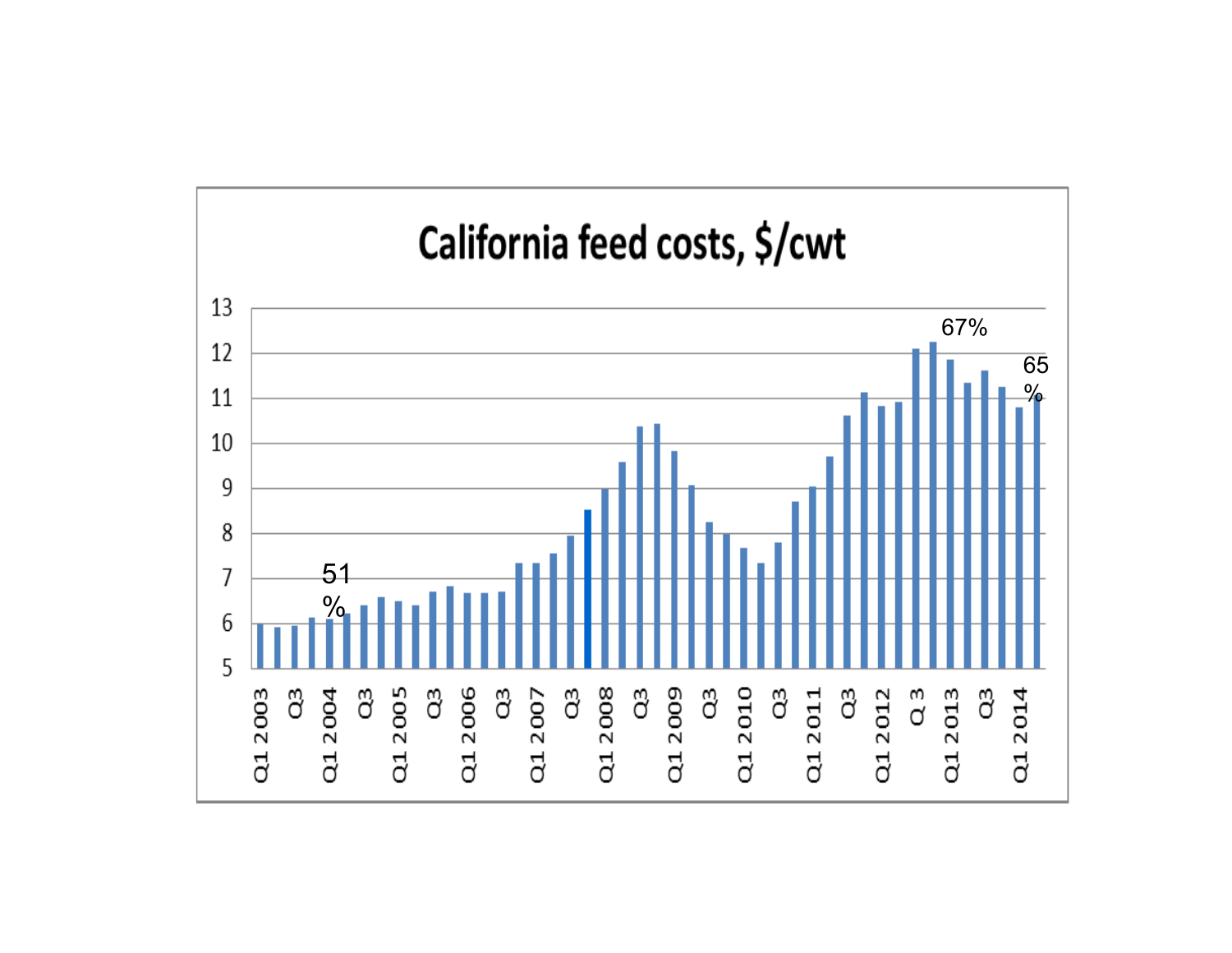# California feed costs, $/cwt

51 %

67%

65 %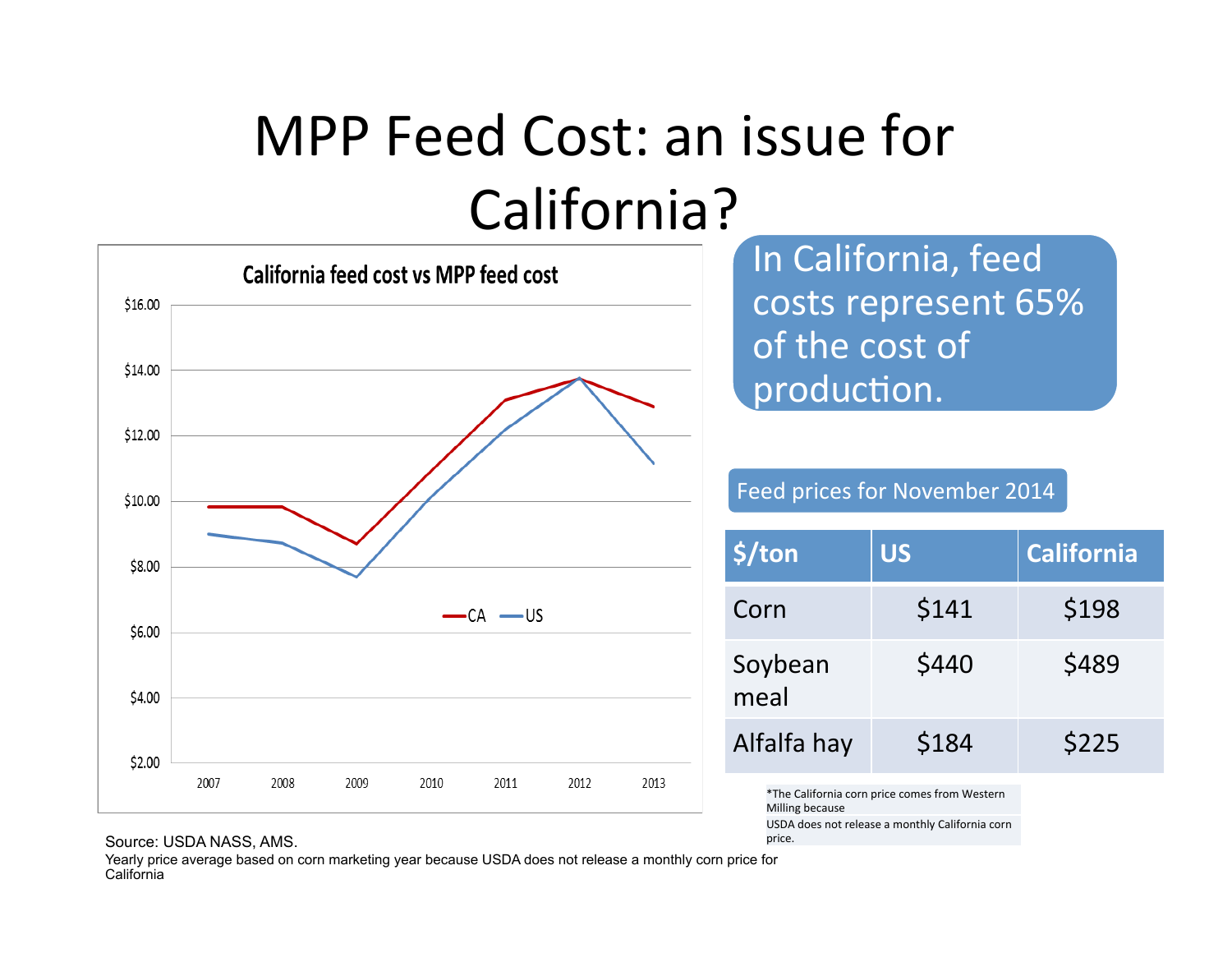# MPP Feed Cost: an issue for California?

**California feed cost vs MPP feed cost**

| Year | CA | US |
|---|---|---|
| 2007 | | |
| 2008 | | |
| 2009 | | |
| 2010 | | |
| 2011 | | |
| 2012 | | |
| 2013 | | |

Source: USDA NASS, AMS.

Yearly price average based on corn marketing year because USDA does not release a monthly corn price for California

In California, feed costs represent 65% of the cost of production.

Feed prices for November 2014

| $/ton | US | California |
|---|---|---|
| Corn | $141 | $198 |
| Soybean meal | $440 | $489 |
| Alfalfa hay | $184 | $225 |

*The California corn price comes from Western Milling because USDA does not release a monthly California corn price.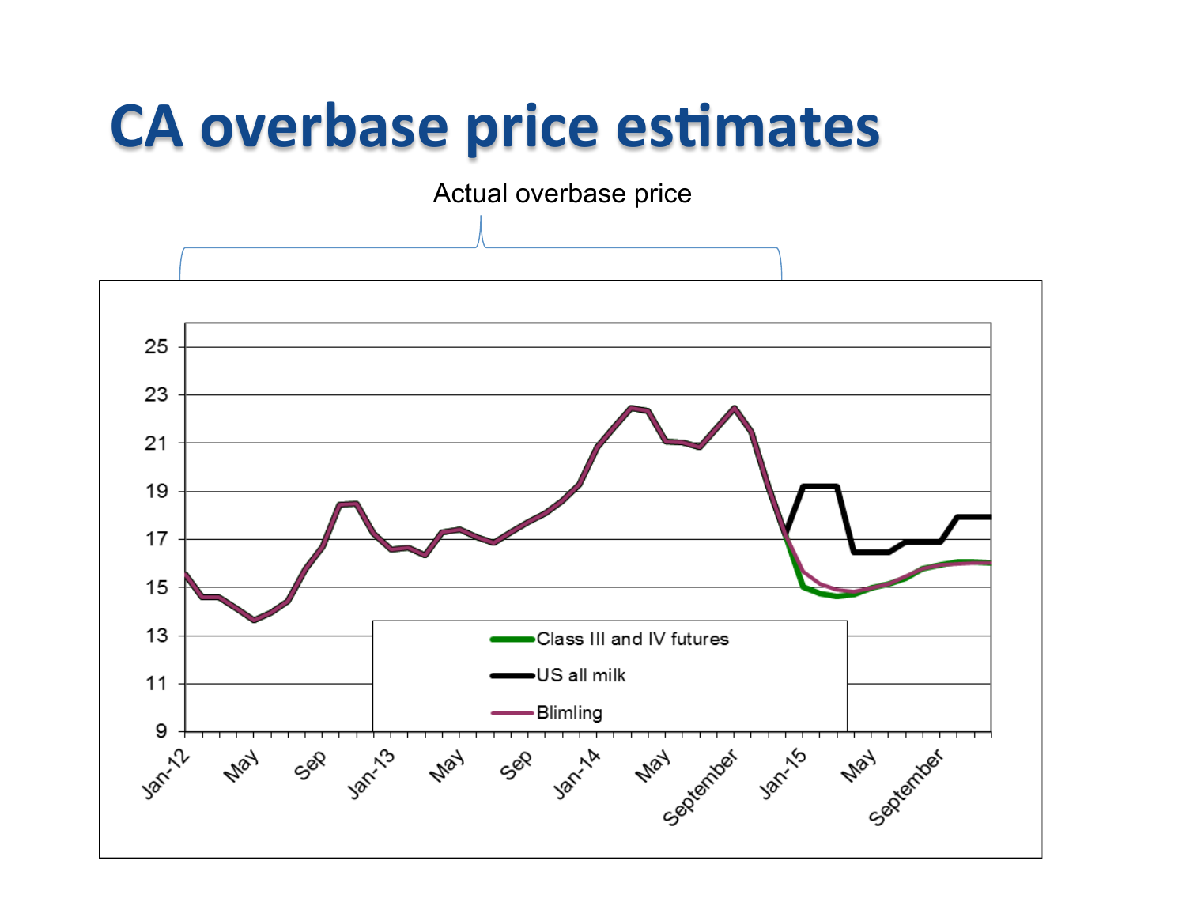# CA overbase price estimates

Actual overbase price

Class III and IV futures

US all milk

Blimling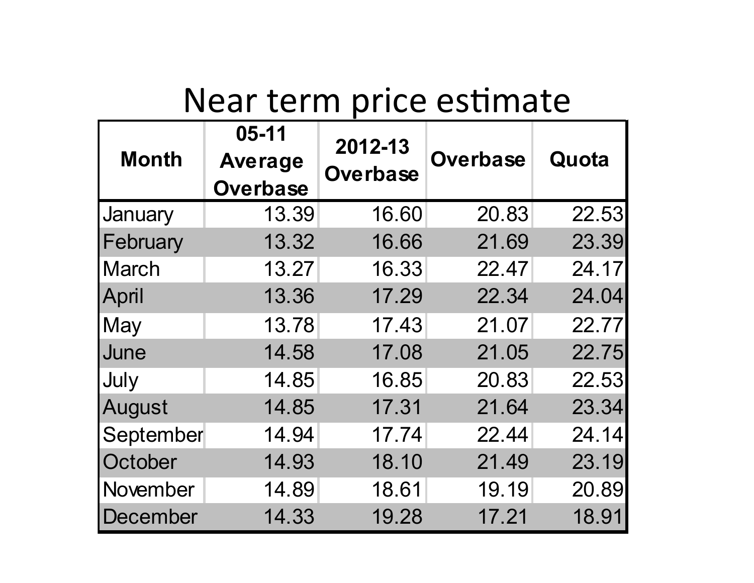# Near term price estimate

| Month | 05-11 Average Overbase | 2012-13 Overbase | Overbase | Quota |
|---|---|---|---|---|
| January | 13.39 | 16.60 | 20.83 | 22.53 |
| February | 13.32 | 16.66 | 21.69 | 23.39 |
| March | 13.27 | 16.33 | 22.47 | 24.17 |
| April | 13.36 | 17.29 | 22.34 | 24.04 |
| May | 13.78 | 17.43 | 21.07 | 22.77 |
| June | 14.58 | 17.08 | 21.05 | 22.75 |
| July | 14.85 | 16.85 | 20.83 | 22.53 |
| August | 14.85 | 17.31 | 21.64 | 23.34 |
| September | 14.94 | 17.74 | 22.44 | 24.14 |
| October | 14.93 | 18.10 | 21.49 | 23.19 |
| November | 14.89 | 18.61 | 19.19 | 20.89 |
| December | 14.33 | 19.28 | 17.21 | 18.91 |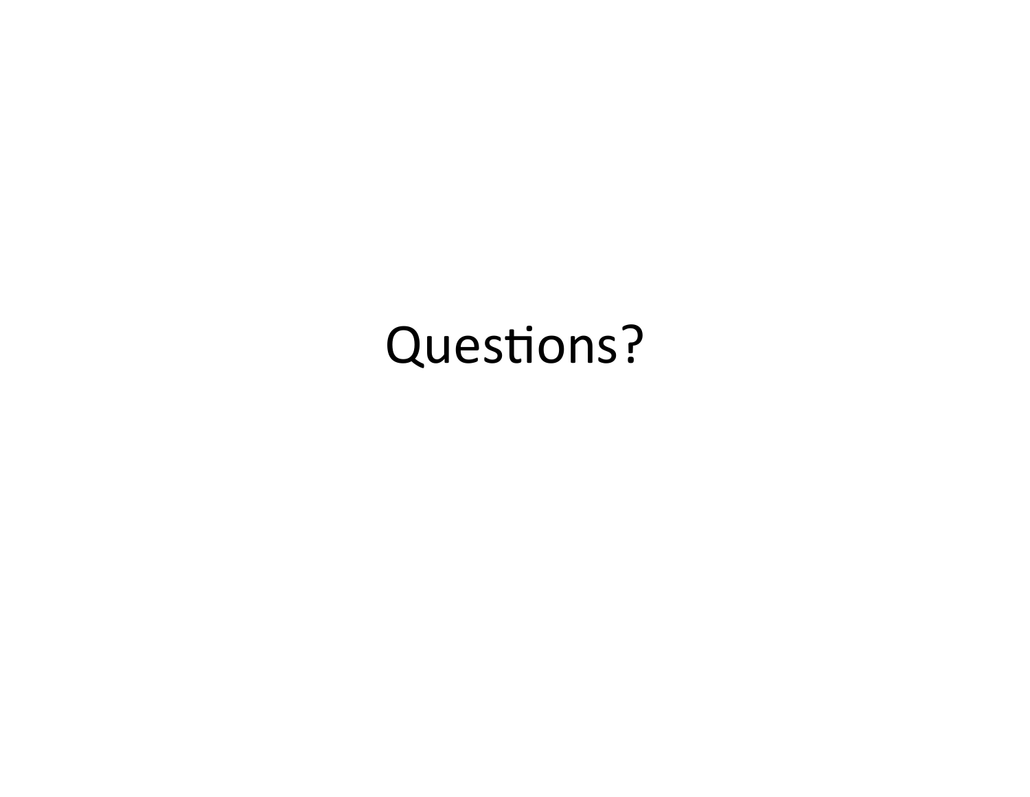Questions?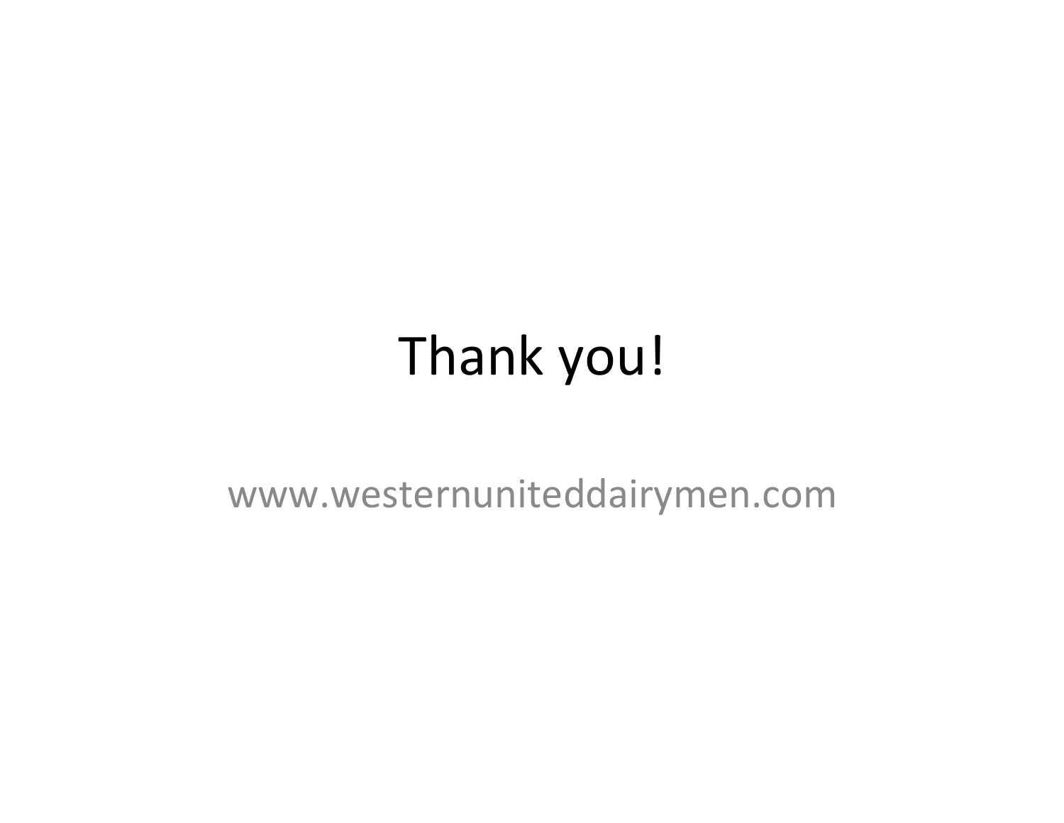# Thank you!

www.westernuniteddairymen.com